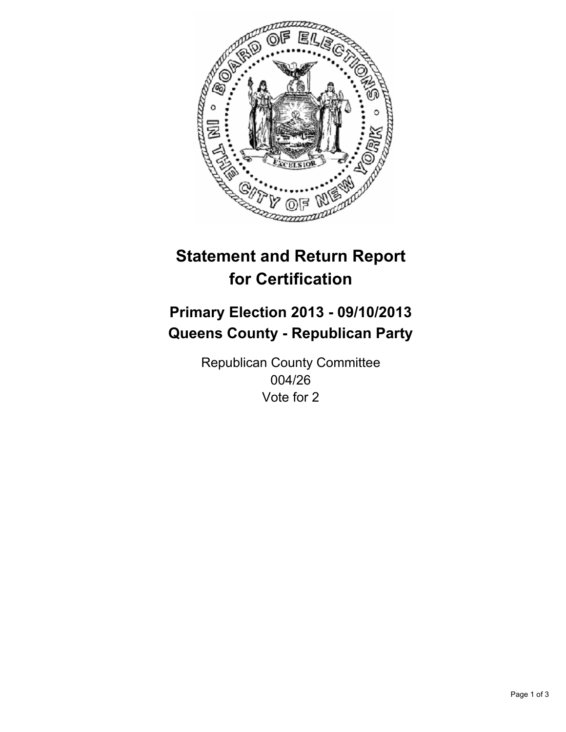# Statement and Return Report for Certification

## Primary Election 2013 - 09/10/2013
## Queens County - Republican Party

Republican County Committee
004/26
Vote for 2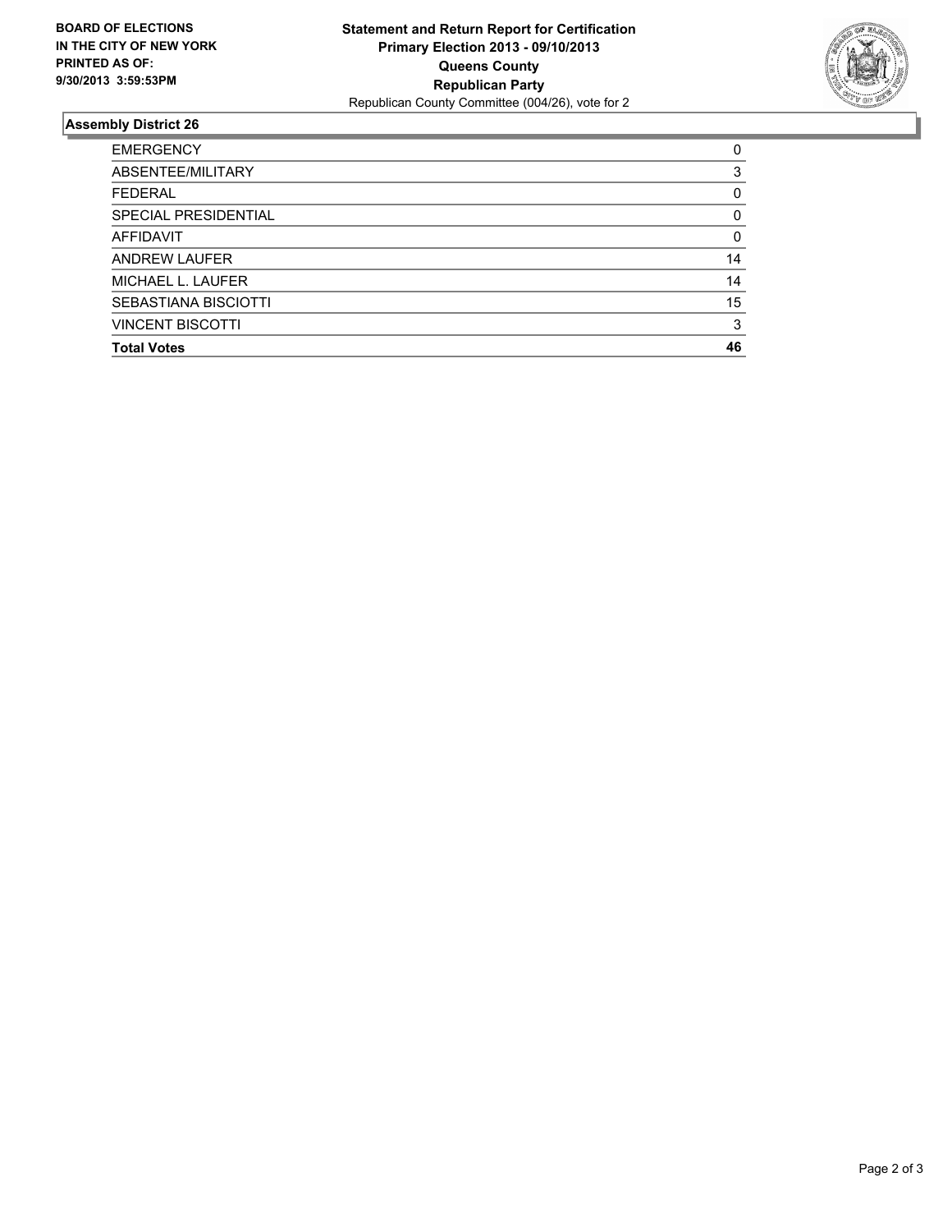**BOARD OF ELECTIONS IN THE CITY OF NEW YORK PRINTED AS OF: 9/30/2013 3:59:53PM**

**Statement and Return Report for Certification**
**Primary Election 2013 - 09/10/2013**
**Queens County**
**Republican Party**
Republican County Committee (004/26), vote for 2

## Assembly District 26

| | |
|---|---|
| EMERGENCY | 0 |
| ABSENTEE/MILITARY | 3 |
| FEDERAL | 0 |
| SPECIAL PRESIDENTIAL | 0 |
| AFFIDAVIT | 0 |
| ANDREW LAUFER | 14 |
| MICHAEL L. LAUFER | 14 |
| SEBASTIANA BISCIOTTI | 15 |
| VINCENT BISCOTTI | 3 |
| **Total Votes** | **46** |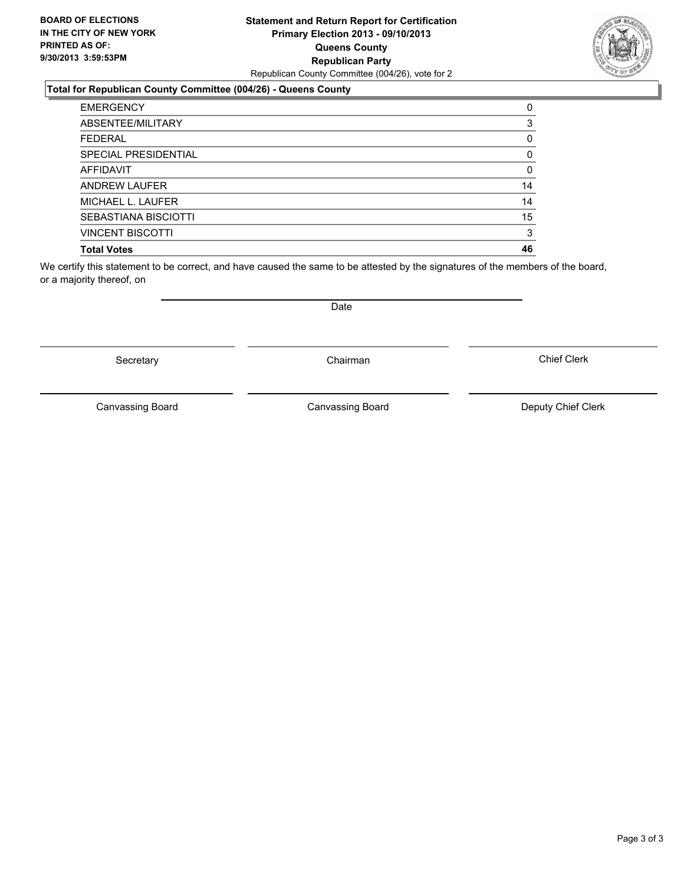**BOARD OF ELECTIONS IN THE CITY OF NEW YORK PRINTED AS OF: 9/30/2013 3:59:53PM**

# Statement and Return Report for Certification
## Primary Election 2013 - 09/10/2013
## Queens County
## Republican Party

Republican County Committee (004/26), vote for 2

**Total for Republican County Committee (004/26) - Queens County**

| | |
|---|---|
| EMERGENCY | 0 |
| ABSENTEE/MILITARY | 3 |
| FEDERAL | 0 |
| SPECIAL PRESIDENTIAL | 0 |
| AFFIDAVIT | 0 |
| ANDREW LAUFER | 14 |
| MICHAEL L. LAUFER | 14 |
| SEBASTIANA BISCIOTTI | 15 |
| VINCENT BISCOTTI | 3 |
| **Total Votes** | **46** |

We certify this statement to be correct, and have caused the same to be attested by the signatures of the members of the board, or a majority thereof, on

Date

Secretary

Chairman

Chief Clerk

Canvassing Board

Canvassing Board

Deputy Chief Clerk